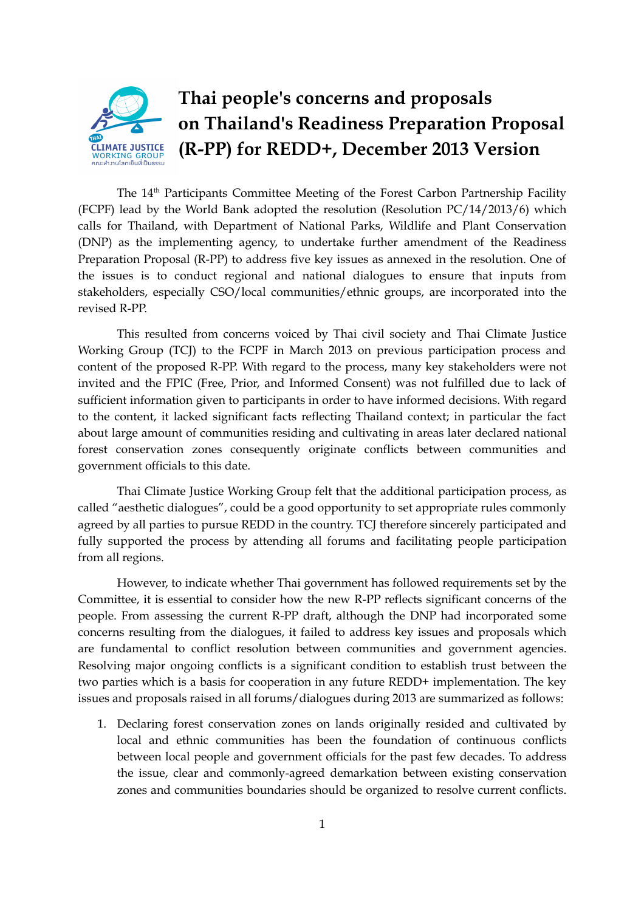# Thai people's concerns and proposals on Thailand's Readiness Preparation Proposal (R-PP) for REDD+, December 2013 Version

The 14th Participants Committee Meeting of the Forest Carbon Partnership Facility (FCPF) lead by the World Bank adopted the resolution (Resolution PC/14/2013/6) which calls for Thailand, with Department of National Parks, Wildlife and Plant Conservation (DNP) as the implementing agency, to undertake further amendment of the Readiness Preparation Proposal (R-PP) to address five key issues as annexed in the resolution. One of the issues is to conduct regional and national dialogues to ensure that inputs from stakeholders, especially CSO/local communities/ethnic groups, are incorporated into the revised R-PP.

This resulted from concerns voiced by Thai civil society and Thai Climate Justice Working Group (TCJ) to the FCPF in March 2013 on previous participation process and content of the proposed R-PP. With regard to the process, many key stakeholders were not invited and the FPIC (Free, Prior, and Informed Consent) was not fulfilled due to lack of sufficient information given to participants in order to have informed decisions. With regard to the content, it lacked significant facts reflecting Thailand context; in particular the fact about large amount of communities residing and cultivating in areas later declared national forest conservation zones consequently originate conflicts between communities and government officials to this date.

Thai Climate Justice Working Group felt that the additional participation process, as called "aesthetic dialogues", could be a good opportunity to set appropriate rules commonly agreed by all parties to pursue REDD in the country. TCJ therefore sincerely participated and fully supported the process by attending all forums and facilitating people participation from all regions.

However, to indicate whether Thai government has followed requirements set by the Committee, it is essential to consider how the new R-PP reflects significant concerns of the people. From assessing the current R-PP draft, although the DNP had incorporated some concerns resulting from the dialogues, it failed to address key issues and proposals which are fundamental to conflict resolution between communities and government agencies. Resolving major ongoing conflicts is a significant condition to establish trust between the two parties which is a basis for cooperation in any future REDD+ implementation. The key issues and proposals raised in all forums/dialogues during 2013 are summarized as follows:

1. Declaring forest conservation zones on lands originally resided and cultivated by local and ethnic communities has been the foundation of continuous conflicts between local people and government officials for the past few decades. To address the issue, clear and commonly-agreed demarkation between existing conservation zones and communities boundaries should be organized to resolve current conflicts.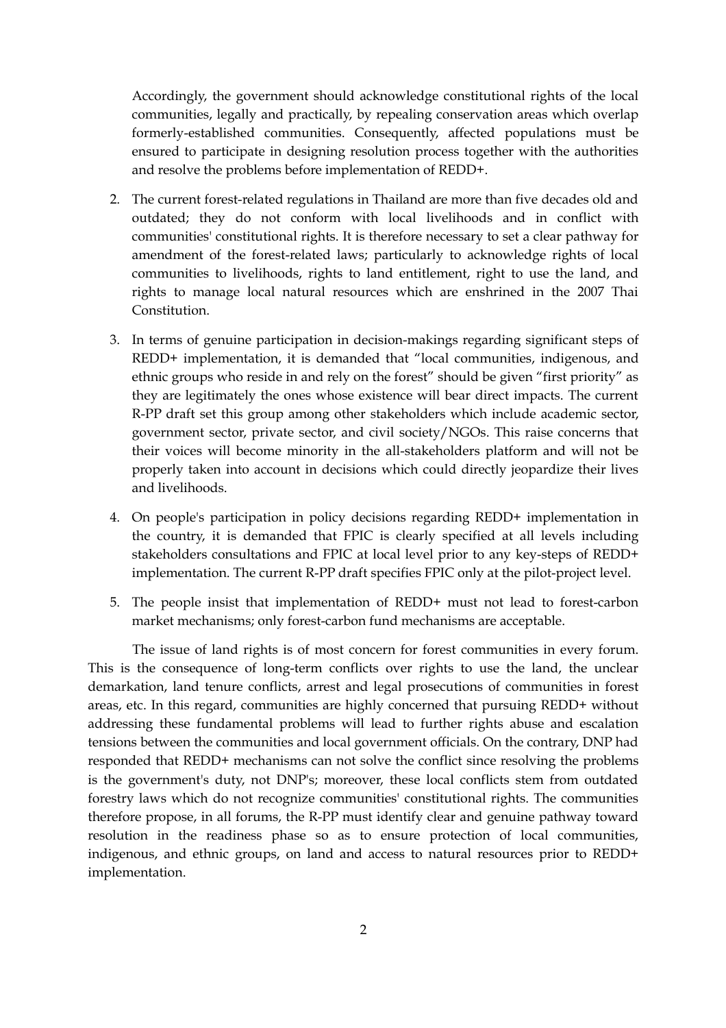Accordingly, the government should acknowledge constitutional rights of the local communities, legally and practically, by repealing conservation areas which overlap formerly-established communities. Consequently, affected populations must be ensured to participate in designing resolution process together with the authorities and resolve the problems before implementation of REDD+.

2. The current forest-related regulations in Thailand are more than five decades old and outdated; they do not conform with local livelihoods and in conflict with communities' constitutional rights. It is therefore necessary to set a clear pathway for amendment of the forest-related laws; particularly to acknowledge rights of local communities to livelihoods, rights to land entitlement, right to use the land, and rights to manage local natural resources which are enshrined in the 2007 Thai Constitution.

3. In terms of genuine participation in decision-makings regarding significant steps of REDD+ implementation, it is demanded that "local communities, indigenous, and ethnic groups who reside in and rely on the forest" should be given "first priority" as they are legitimately the ones whose existence will bear direct impacts. The current R-PP draft set this group among other stakeholders which include academic sector, government sector, private sector, and civil society/NGOs. This raise concerns that their voices will become minority in the all-stakeholders platform and will not be properly taken into account in decisions which could directly jeopardize their lives and livelihoods.

4. On people's participation in policy decisions regarding REDD+ implementation in the country, it is demanded that FPIC is clearly specified at all levels including stakeholders consultations and FPIC at local level prior to any key-steps of REDD+ implementation. The current R-PP draft specifies FPIC only at the pilot-project level.

5. The people insist that implementation of REDD+ must not lead to forest-carbon market mechanisms; only forest-carbon fund mechanisms are acceptable.

The issue of land rights is of most concern for forest communities in every forum. This is the consequence of long-term conflicts over rights to use the land, the unclear demarkation, land tenure conflicts, arrest and legal prosecutions of communities in forest areas, etc. In this regard, communities are highly concerned that pursuing REDD+ without addressing these fundamental problems will lead to further rights abuse and escalation tensions between the communities and local government officials. On the contrary, DNP had responded that REDD+ mechanisms can not solve the conflict since resolving the problems is the government's duty, not DNP's; moreover, these local conflicts stem from outdated forestry laws which do not recognize communities' constitutional rights. The communities therefore propose, in all forums, the R-PP must identify clear and genuine pathway toward resolution in the readiness phase so as to ensure protection of local communities, indigenous, and ethnic groups, on land and access to natural resources prior to REDD+ implementation.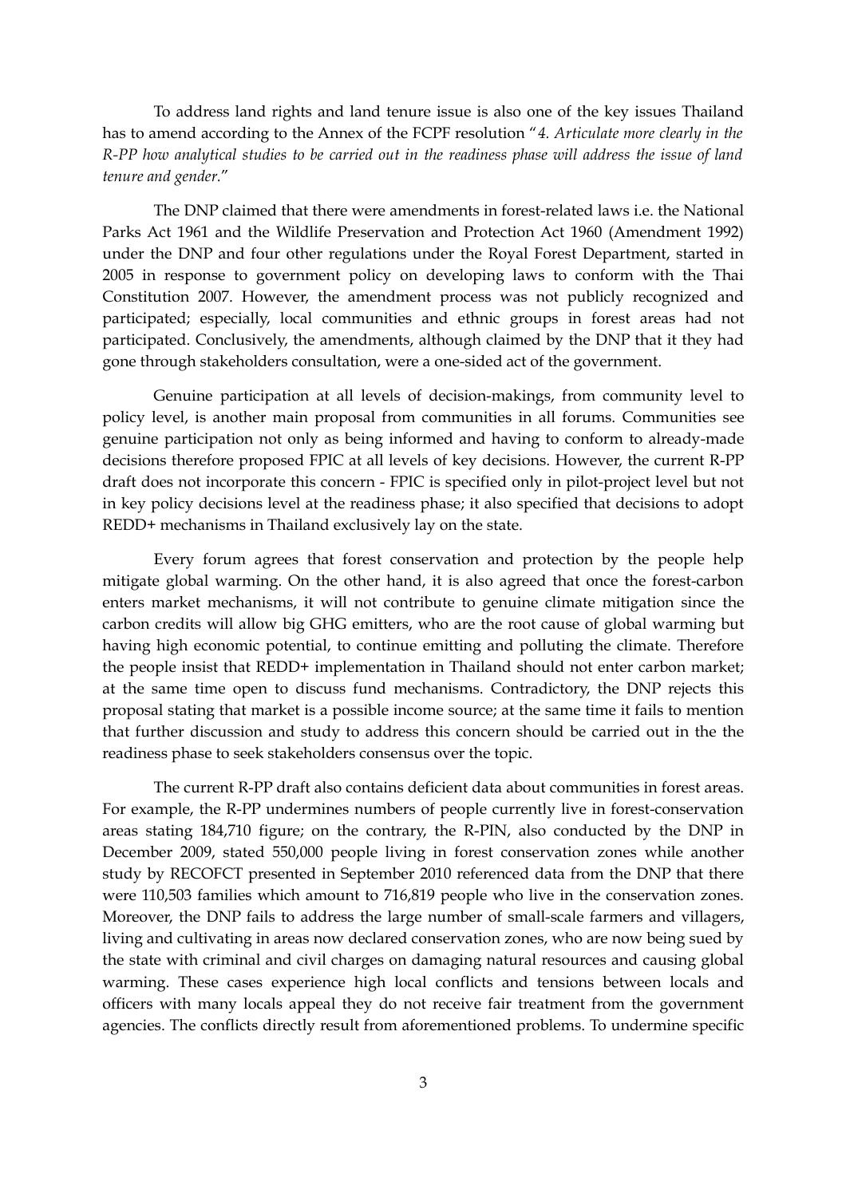To address land rights and land tenure issue is also one of the key issues Thailand has to amend according to the Annex of the FCPF resolution "*4. Articulate more clearly in the R-PP how analytical studies to be carried out in the readiness phase will address the issue of land tenure and gender.*"

The DNP claimed that there were amendments in forest-related laws i.e. the National Parks Act 1961 and the Wildlife Preservation and Protection Act 1960 (Amendment 1992) under the DNP and four other regulations under the Royal Forest Department, started in 2005 in response to government policy on developing laws to conform with the Thai Constitution 2007. However, the amendment process was not publicly recognized and participated; especially, local communities and ethnic groups in forest areas had not participated. Conclusively, the amendments, although claimed by the DNP that it they had gone through stakeholders consultation, were a one-sided act of the government.

Genuine participation at all levels of decision-makings, from community level to policy level, is another main proposal from communities in all forums. Communities see genuine participation not only as being informed and having to conform to already-made decisions therefore proposed FPIC at all levels of key decisions. However, the current R-PP draft does not incorporate this concern - FPIC is specified only in pilot-project level but not in key policy decisions level at the readiness phase; it also specified that decisions to adopt REDD+ mechanisms in Thailand exclusively lay on the state.

Every forum agrees that forest conservation and protection by the people help mitigate global warming. On the other hand, it is also agreed that once the forest-carbon enters market mechanisms, it will not contribute to genuine climate mitigation since the carbon credits will allow big GHG emitters, who are the root cause of global warming but having high economic potential, to continue emitting and polluting the climate. Therefore the people insist that REDD+ implementation in Thailand should not enter carbon market; at the same time open to discuss fund mechanisms. Contradictory, the DNP rejects this proposal stating that market is a possible income source; at the same time it fails to mention that further discussion and study to address this concern should be carried out in the the readiness phase to seek stakeholders consensus over the topic.

The current R-PP draft also contains deficient data about communities in forest areas. For example, the R-PP undermines numbers of people currently live in forest-conservation areas stating 184,710 figure; on the contrary, the R-PIN, also conducted by the DNP in December 2009, stated 550,000 people living in forest conservation zones while another study by RECOFCT presented in September 2010 referenced data from the DNP that there were 110,503 families which amount to 716,819 people who live in the conservation zones. Moreover, the DNP fails to address the large number of small-scale farmers and villagers, living and cultivating in areas now declared conservation zones, who are now being sued by the state with criminal and civil charges on damaging natural resources and causing global warming. These cases experience high local conflicts and tensions between locals and officers with many locals appeal they do not receive fair treatment from the government agencies. The conflicts directly result from aforementioned problems. To undermine specific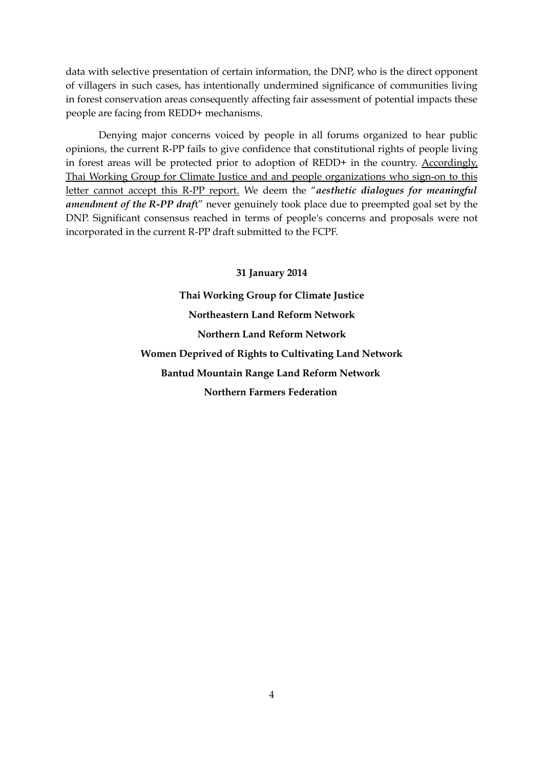data with selective presentation of certain information, the DNP, who is the direct opponent of villagers in such cases, has intentionally undermined significance of communities living in forest conservation areas consequently affecting fair assessment of potential impacts these people are facing from REDD+ mechanisms.

Denying major concerns voiced by people in all forums organized to hear public opinions, the current R-PP fails to give confidence that constitutional rights of people living in forest areas will be protected prior to adoption of REDD+ in the country. <u>Accordingly, Thai Working Group for Climate Justice and and people organizations who sign-on to this letter cannot accept this R-PP report.</u> We deem the "***aesthetic dialogues for meaningful amendment of the R-PP draf***t" never genuinely took place due to preempted goal set by the DNP. Significant consensus reached in terms of people's concerns and proposals were not incorporated in the current R-PP draft submitted to the FCPF.

**31 January 2014**

**Thai Working Group for Climate Justice**

**Northeastern Land Reform Network**

**Northern Land Reform Network**

**Women Deprived of Rights to Cultivating Land Network**

**Bantud Mountain Range Land Reform Network**

**Northern Farmers Federation**